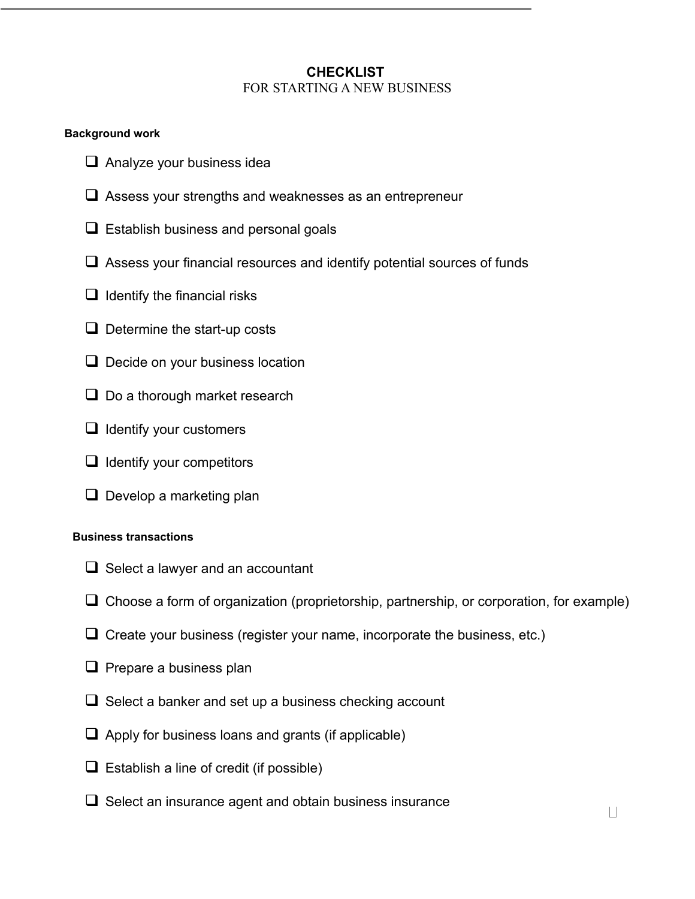# CHECKLIST

FOR STARTING A NEW BUSINESS

**Background work**

- [ ] Analyze your business idea
- [ ] Assess your strengths and weaknesses as an entrepreneur
- [ ] Establish business and personal goals
- [ ] Assess your financial resources and identify potential sources of funds
- [ ] Identify the financial risks
- [ ] Determine the start-up costs
- [ ] Decide on your business location
- [ ] Do a thorough market research
- [ ] Identify your customers
- [ ] Identify your competitors
- [ ] Develop a marketing plan

**Business transactions**

- [ ] Select a lawyer and an accountant
- [ ] Choose a form of organization (proprietorship, partnership, or corporation, for example)
- [ ] Create your business (register your name, incorporate the business, etc.)
- [ ] Prepare a business plan
- [ ] Select a banker and set up a business checking account
- [ ] Apply for business loans and grants (if applicable)
- [ ] Establish a line of credit (if possible)
- [ ] Select an insurance agent and obtain business insurance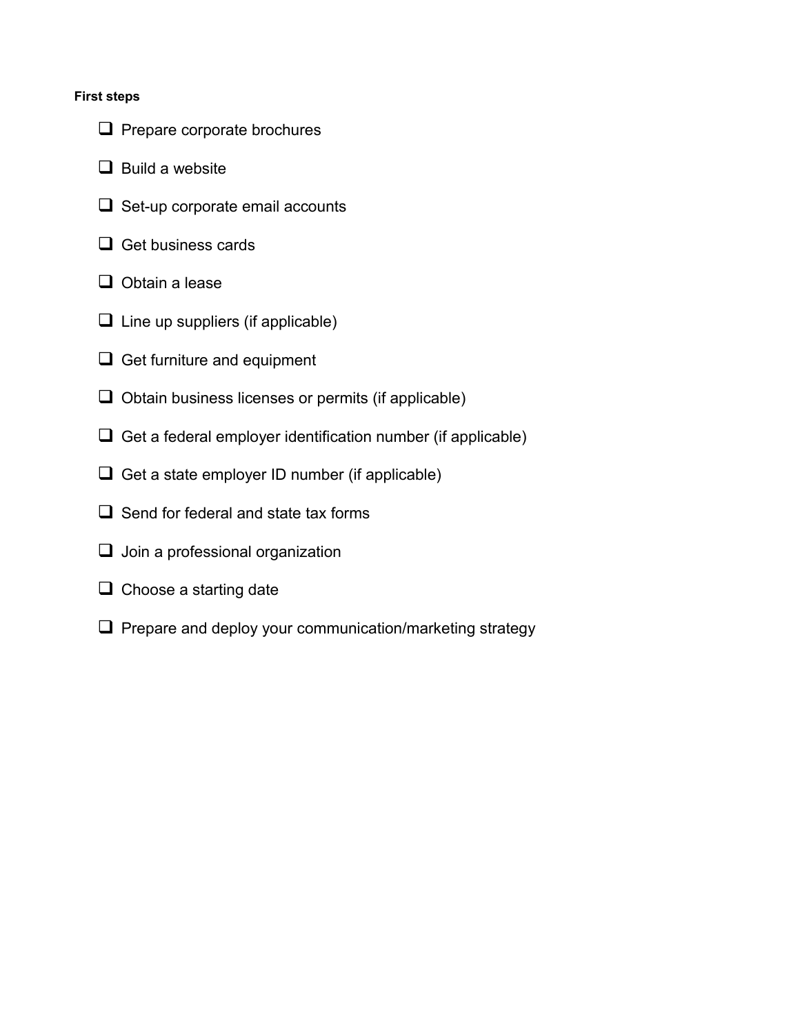**First steps**

- [ ] Prepare corporate brochures
- [ ] Build a website
- [ ] Set-up corporate email accounts
- [ ] Get business cards
- [ ] Obtain a lease
- [ ] Line up suppliers (if applicable)
- [ ] Get furniture and equipment
- [ ] Obtain business licenses or permits (if applicable)
- [ ] Get a federal employer identification number (if applicable)
- [ ] Get a state employer ID number (if applicable)
- [ ] Send for federal and state tax forms
- [ ] Join a professional organization
- [ ] Choose a starting date
- [ ] Prepare and deploy your communication/marketing strategy